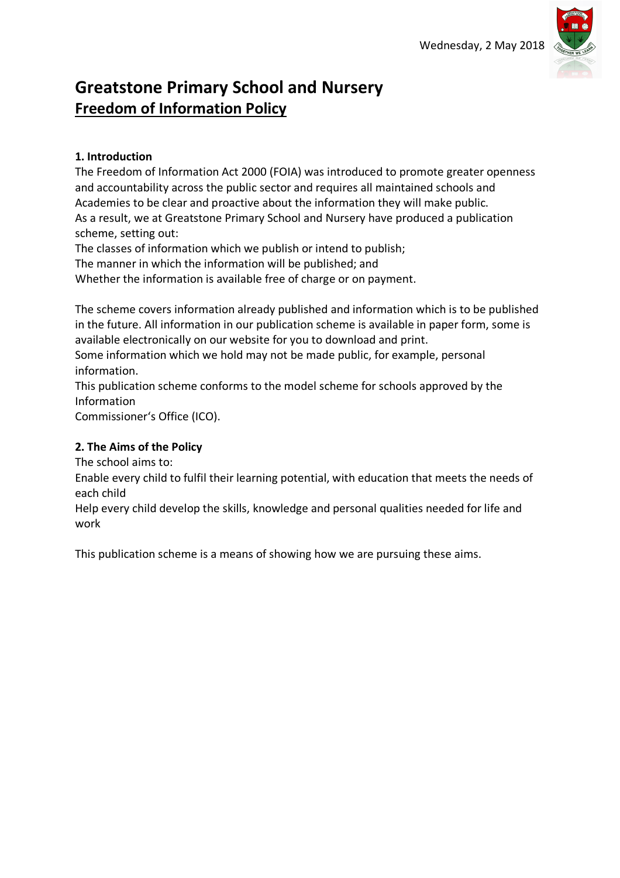Wednesday, 2 May 2018

# Greatstone Primary School and Nursery

## Freedom of Information Policy

### 1. Introduction

The Freedom of Information Act 2000 (FOIA) was introduced to promote greater openness and accountability across the public sector and requires all maintained schools and Academies to be clear and proactive about the information they will make public.
As a result, we at Greatstone Primary School and Nursery have produced a publication scheme, setting out:
The classes of information which we publish or intend to publish;
The manner in which the information will be published; and
Whether the information is available free of charge or on payment.

The scheme covers information already published and information which is to be published in the future. All information in our publication scheme is available in paper form, some is available electronically on our website for you to download and print.
Some information which we hold may not be made public, for example, personal information.
This publication scheme conforms to the model scheme for schools approved by the Information
Commissioner's Office (ICO).

### 2. The Aims of the Policy

The school aims to:
Enable every child to fulfil their learning potential, with education that meets the needs of each child
Help every child develop the skills, knowledge and personal qualities needed for life and work

This publication scheme is a means of showing how we are pursuing these aims.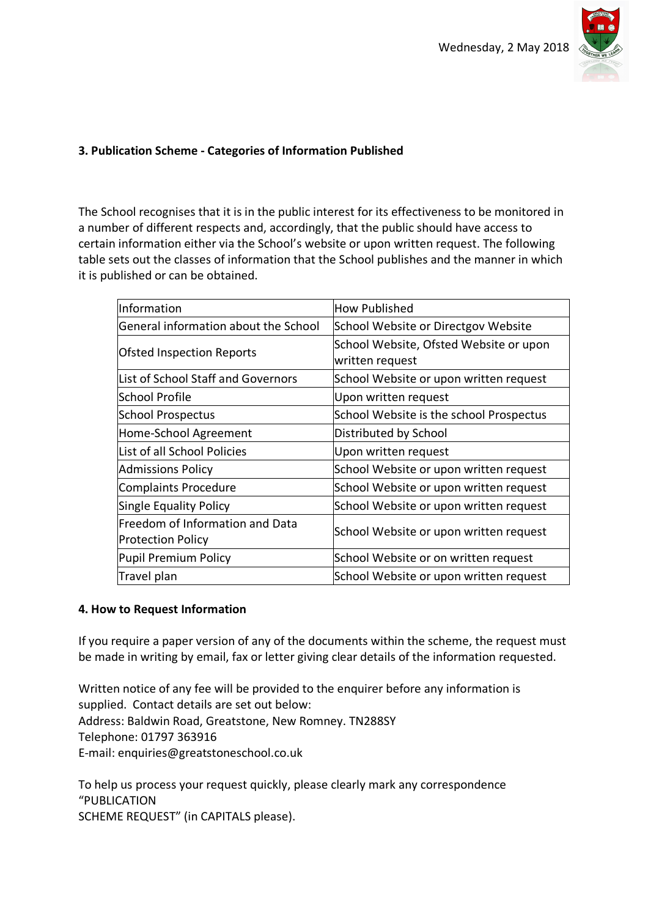### 3. Publication Scheme - Categories of Information Published

The School recognises that it is in the public interest for its effectiveness to be monitored in a number of different respects and, accordingly, that the public should have access to certain information either via the School's website or upon written request. The following table sets out the classes of information that the School publishes and the manner in which it is published or can be obtained.

| Information | How Published |
|---|---|
| General information about the School | School Website or Directgov Website |
| Ofsted Inspection Reports | School Website, Ofsted Website or upon written request |
| List of School Staff and Governors | School Website or upon written request |
| School Profile | Upon written request |
| School Prospectus | School Website is the school Prospectus |
| Home-School Agreement | Distributed by School |
| List of all School Policies | Upon written request |
| Admissions Policy | School Website or upon written request |
| Complaints Procedure | School Website or upon written request |
| Single Equality Policy | School Website or upon written request |
| Freedom of Information and Data Protection Policy | School Website or upon written request |
| Pupil Premium Policy | School Website or on written request |
| Travel plan | School Website or upon written request |

### 4. How to Request Information

If you require a paper version of any of the documents within the scheme, the request must be made in writing by email, fax or letter giving clear details of the information requested.

Written notice of any fee will be provided to the enquirer before any information is supplied. Contact details are set out below:
Address: Baldwin Road, Greatstone, New Romney. TN288SY
Telephone: 01797 363916
E-mail: enquiries@greatstoneschool.co.uk

To help us process your request quickly, please clearly mark any correspondence "PUBLICATION SCHEME REQUEST" (in CAPITALS please).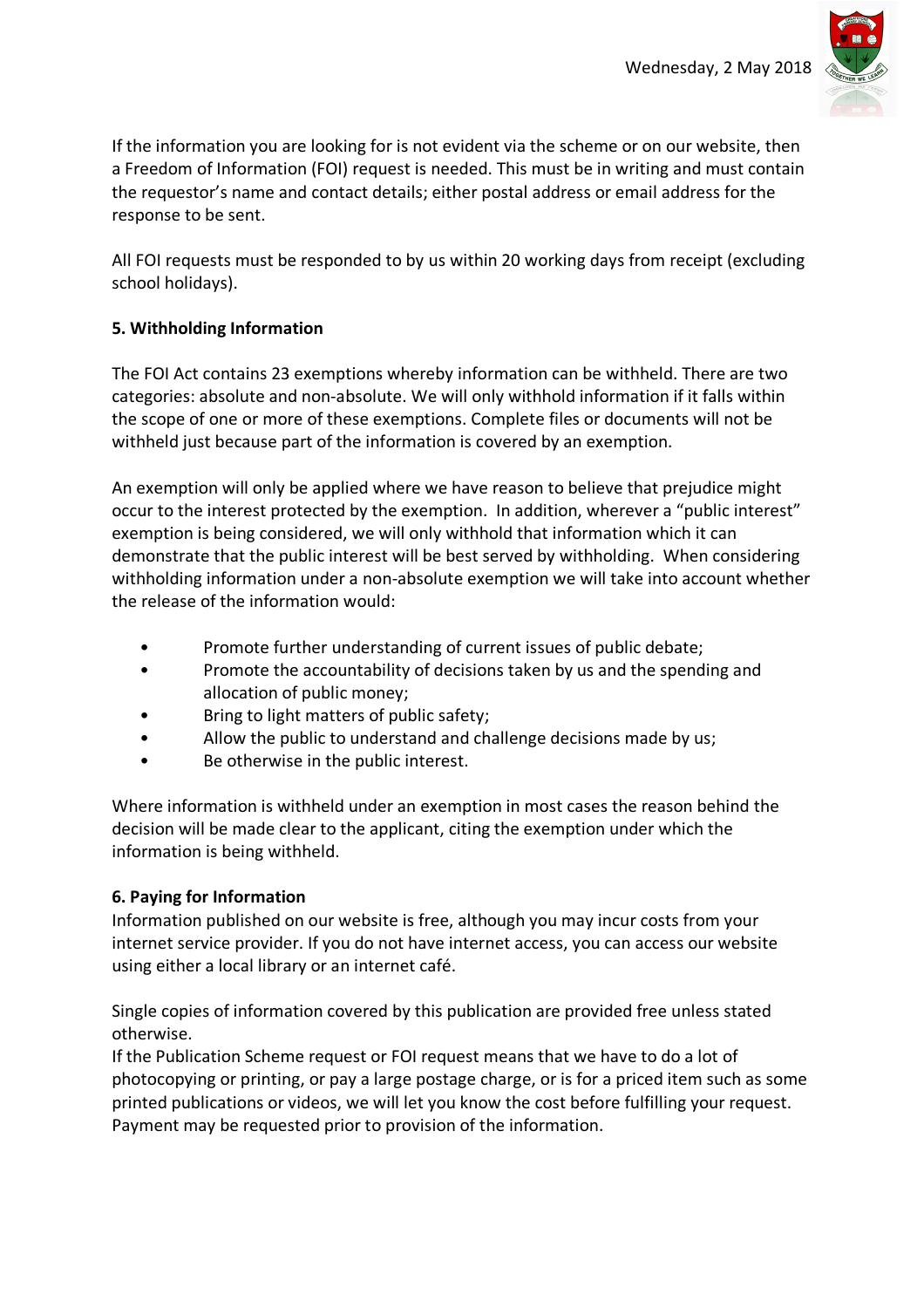If the information you are looking for is not evident via the scheme or on our website, then a Freedom of Information (FOI) request is needed. This must be in writing and must contain the requestor's name and contact details; either postal address or email address for the response to be sent.

All FOI requests must be responded to by us within 20 working days from receipt (excluding school holidays).

**5. Withholding Information**

The FOI Act contains 23 exemptions whereby information can be withheld. There are two categories: absolute and non-absolute. We will only withhold information if it falls within the scope of one or more of these exemptions. Complete files or documents will not be withheld just because part of the information is covered by an exemption.

An exemption will only be applied where we have reason to believe that prejudice might occur to the interest protected by the exemption. In addition, wherever a "public interest" exemption is being considered, we will only withhold that information which it can demonstrate that the public interest will be best served by withholding. When considering withholding information under a non-absolute exemption we will take into account whether the release of the information would:

- Promote further understanding of current issues of public debate;
- Promote the accountability of decisions taken by us and the spending and allocation of public money;
- Bring to light matters of public safety;
- Allow the public to understand and challenge decisions made by us;
- Be otherwise in the public interest.

Where information is withheld under an exemption in most cases the reason behind the decision will be made clear to the applicant, citing the exemption under which the information is being withheld.

**6. Paying for Information**

Information published on our website is free, although you may incur costs from your internet service provider. If you do not have internet access, you can access our website using either a local library or an internet café.

Single copies of information covered by this publication are provided free unless stated otherwise.

If the Publication Scheme request or FOI request means that we have to do a lot of photocopying or printing, or pay a large postage charge, or is for a priced item such as some printed publications or videos, we will let you know the cost before fulfilling your request. Payment may be requested prior to provision of the information.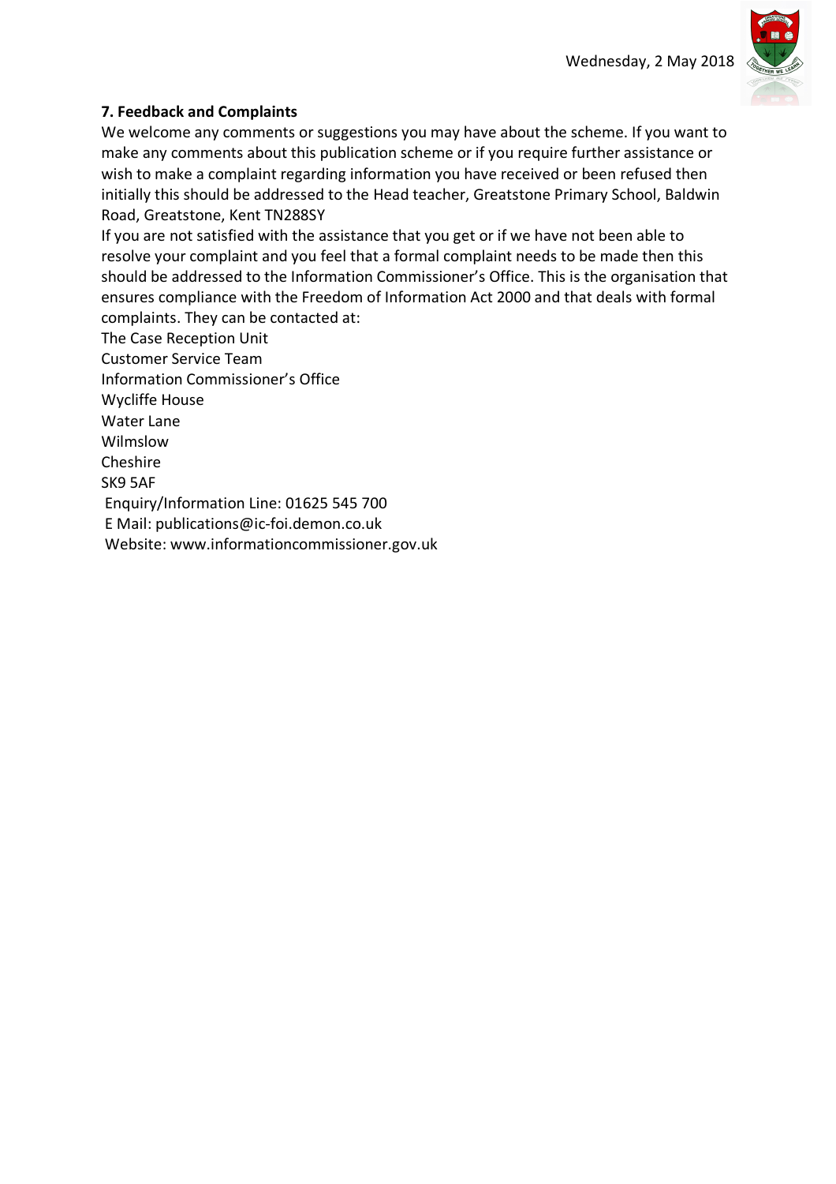### 7. Feedback and Complaints

We welcome any comments or suggestions you may have about the scheme. If you want to make any comments about this publication scheme or if you require further assistance or wish to make a complaint regarding information you have received or been refused then initially this should be addressed to the Head teacher, Greatstone Primary School, Baldwin Road, Greatstone, Kent TN288SY

If you are not satisfied with the assistance that you get or if we have not been able to resolve your complaint and you feel that a formal complaint needs to be made then this should be addressed to the Information Commissioner's Office. This is the organisation that ensures compliance with the Freedom of Information Act 2000 and that deals with formal complaints. They can be contacted at:

The Case Reception Unit
Customer Service Team
Information Commissioner's Office
Wycliffe House
Water Lane
Wilmslow
Cheshire
SK9 5AF

Enquiry/Information Line: 01625 545 700
E Mail: publications@ic-foi.demon.co.uk
Website: www.informationcommissioner.gov.uk